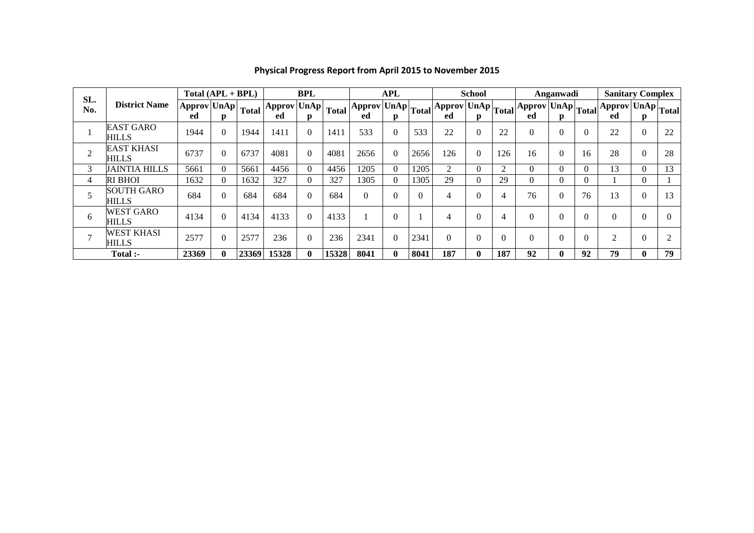## Physical Progress Report from April 2015 to November 2015

| SL. No. | District Name | Total (APL + BPL) | | | BPL | | | APL | | | School | | | Anganwadi | | | Sanitary Complex | | |
|---|---|---|---|---|---|---|---|---|---|---|---|---|---|---|---|---|---|---|---|
| | | Approved | UnApp | Total | Approved | UnApp | Total | Approved | UnApp | Total | Approved | UnApp | Total | Approved | UnApp | Total | Approved | UnApp | Total |
| 1 | EAST GARO HILLS | 1944 | 0 | 1944 | 1411 | 0 | 1411 | 533 | 0 | 533 | 22 | 0 | 22 | 0 | 0 | 0 | 22 | 0 | 22 |
| 2 | EAST KHASI HILLS | 6737 | 0 | 6737 | 4081 | 0 | 4081 | 2656 | 0 | 2656 | 126 | 0 | 126 | 16 | 0 | 16 | 28 | 0 | 28 |
| 3 | JAINTIA HILLS | 5661 | 0 | 5661 | 4456 | 0 | 4456 | 1205 | 0 | 1205 | 2 | 0 | 2 | 0 | 0 | 0 | 13 | 0 | 13 |
| 4 | RI BHOI | 1632 | 0 | 1632 | 327 | 0 | 327 | 1305 | 0 | 1305 | 29 | 0 | 29 | 0 | 0 | 0 | 1 | 0 | 1 |
| 5 | SOUTH GARO HILLS | 684 | 0 | 684 | 684 | 0 | 684 | 0 | 0 | 0 | 4 | 0 | 4 | 76 | 0 | 76 | 13 | 0 | 13 |
| 6 | WEST GARO HILLS | 4134 | 0 | 4134 | 4133 | 0 | 4133 | 1 | 0 | 1 | 4 | 0 | 4 | 0 | 0 | 0 | 0 | 0 | 0 |
| 7 | WEST KHASI HILLS | 2577 | 0 | 2577 | 236 | 0 | 236 | 2341 | 0 | 2341 | 0 | 0 | 0 | 0 | 0 | 0 | 2 | 0 | 2 |
| **Total :-** | | **23369** | **0** | **23369** | **15328** | **0** | **15328** | **8041** | **0** | **8041** | **187** | **0** | **187** | **92** | **0** | **92** | **79** | **0** | **79** |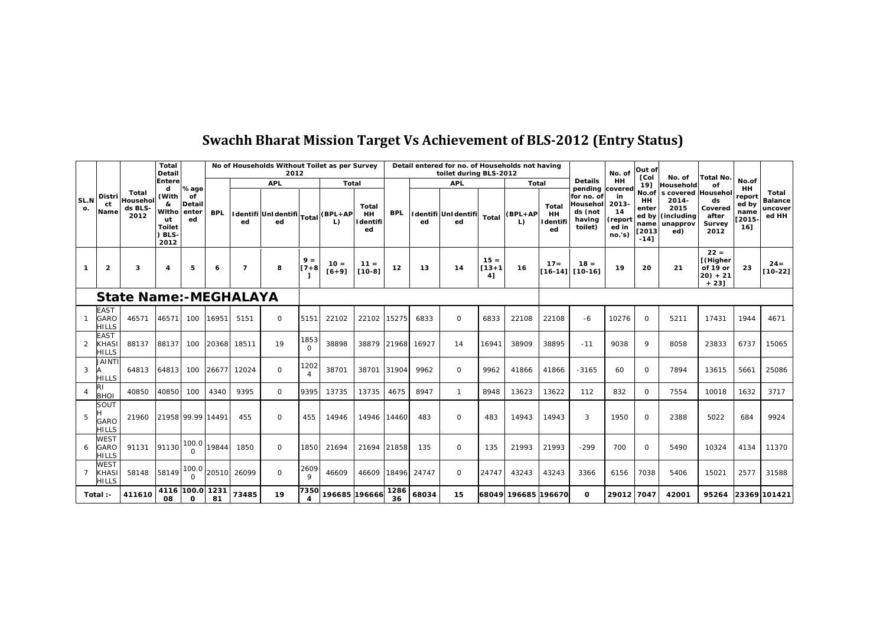# Swachh Bharat Mission Target Vs Achievement of BLS-2012 (Entry Status)

| SL.No. | District Name | Total Households BLS-2012 | Total Detail Entered (With & Without Toilet) BLS-2012 | % age of Detail entered | No of Households Without Toilet as per Survey 2012 | | | | | | Detail entered for no. of Households not having toilet during BLS-2012 | | | | | | Details pending for no. of Households (not having toilet) | No. of HH covered in 2013-14 (reported in no.'s) | Out of [Col 19] No.of HH entered by name [2013-14] | No. of Households covered 2014-2015 (including unapproved) | Total No. of Households Covered after Survey 2012 | No.of HH reported by name [2015-16] | Total Balance uncovered HH |
|---|---|---|---|---|---|---|---|---|---|---|---|---|---|---|---|---|---|---|---|---|---|---|---|
| | | | | | BPL | APL | | | Total | | BPL | APL | | | Total | | | | | | | | |
| | | | | | | Identified | UnIdentified | Total | (BPL+APL) | Total HH Identified | | Identified | UnIdentified | Total | (BPL+APL) | Total HH Identified | | | | | | | |
| 1 | 2 | 3 | 4 | 5 | 6 | 7 | 8 | 9 = [7+8] | 10 = [6+9] | 11 = [10-8] | 12 | 13 | 14 | 15 = [13+14] | 16 | 17= [16-14] | 18 = [10-16] | 19 | 20 | 21 | 22 = [(Higher of 19 or 20) + 21 + 23] | 23 | 24= [10-22] |
| **State Name:-MEGHALAYA** | | | | | | | | | | | | | | | | | | | | | | | |
| 1 | EAST GARO HILLS | 46571 | 46571 | 100 | 16951 | 5151 | 0 | 5151 | 22102 | 22102 | 15275 | 6833 | 0 | 6833 | 22108 | 22108 | -6 | 10276 | 0 | 5211 | 17431 | 1944 | 4671 |
| 2 | EAST KHASI HILLS | 88137 | 88137 | 100 | 20368 | 18511 | 19 | 18530 | 38898 | 38879 | 21968 | 16927 | 14 | 16941 | 38909 | 38895 | -11 | 9038 | 9 | 8058 | 23833 | 6737 | 15065 |
| 3 | JAINTIA HILLS | 64813 | 64813 | 100 | 26677 | 12024 | 0 | 12024 | 38701 | 38701 | 31904 | 9962 | 0 | 9962 | 41866 | 41866 | -3165 | 60 | 0 | 7894 | 13615 | 5661 | 25086 |
| 4 | RI BHOI | 40850 | 40850 | 100 | 4340 | 9395 | 0 | 9395 | 13735 | 13735 | 4675 | 8947 | 1 | 8948 | 13623 | 13622 | 112 | 832 | 0 | 7554 | 10018 | 1632 | 3717 |
| 5 | SOUTH GARO HILLS | 21960 | 21958 | 99.99 | 14491 | 455 | 0 | 455 | 14946 | 14946 | 14460 | 483 | 0 | 483 | 14943 | 14943 | 3 | 1950 | 0 | 2388 | 5022 | 684 | 9924 |
| 6 | WEST GARO HILLS | 91131 | 91130 | 100.00 | 19844 | 1850 | 0 | 1850 | 21694 | 21694 | 21858 | 135 | 0 | 135 | 21993 | 21993 | -299 | 700 | 0 | 5490 | 10324 | 4134 | 11370 |
| 7 | WEST KHASI HILLS | 58148 | 58149 | 100.00 | 20510 | 26099 | 0 | 26099 | 46609 | 46609 | 18496 | 24747 | 0 | 24747 | 43243 | 43243 | 3366 | 6156 | 7038 | 5406 | 15021 | 2577 | 31588 |
| **Total :-** | | **411610** | **411608** | **100.00** | **123181** | **73485** | **19** | **73504** | **196685** | **196666** | **128636** | **68034** | **15** | **68049** | **196685** | **196670** | **0** | **29012** | **7047** | **42001** | **95264** | **23369** | **101421** |